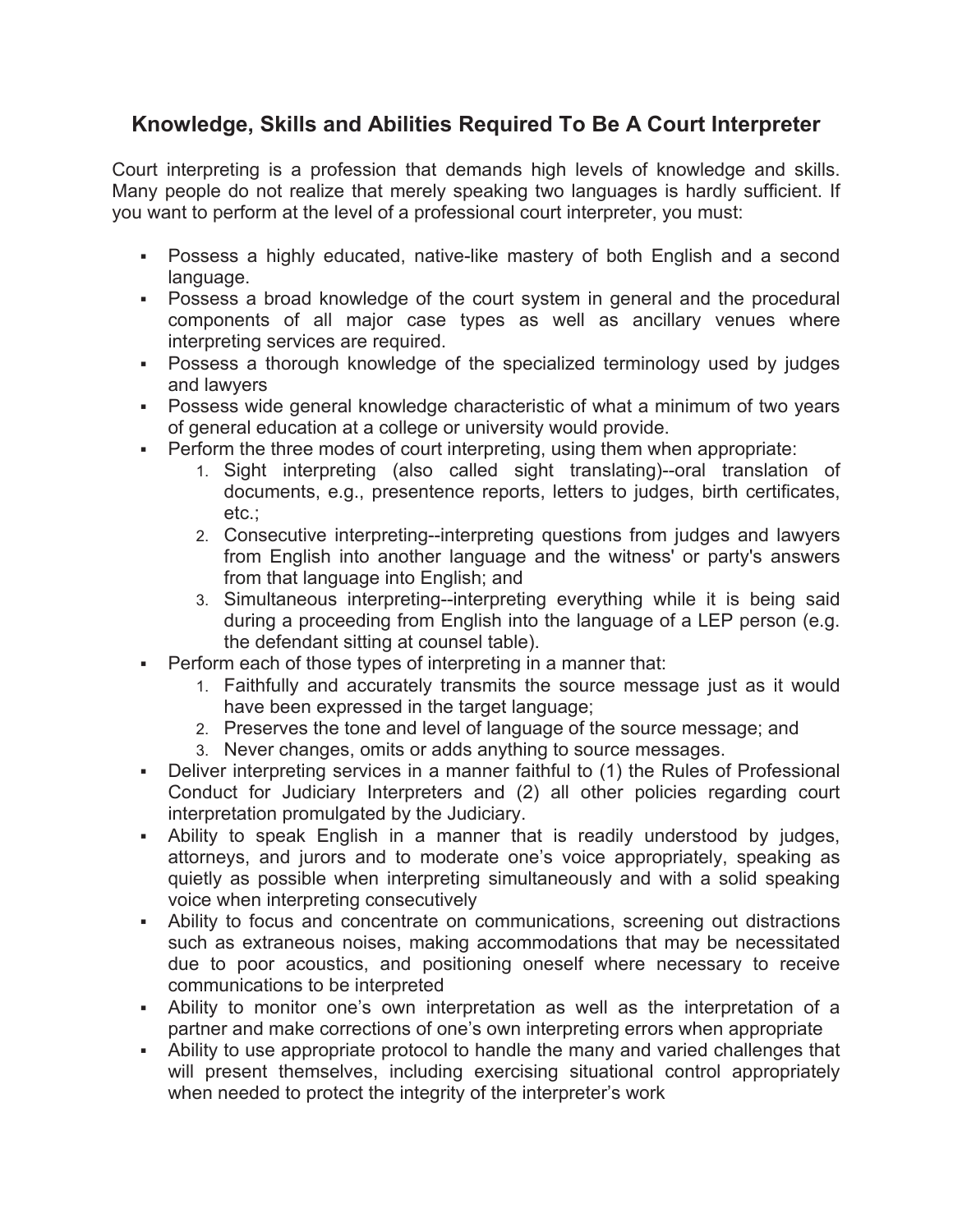# Knowledge, Skills and Abilities Required To Be A Court Interpreter

Court interpreting is a profession that demands high levels of knowledge and skills. Many people do not realize that merely speaking two languages is hardly sufficient. If you want to perform at the level of a professional court interpreter, you must:

- Possess a highly educated, native-like mastery of both English and a second language.
- Possess a broad knowledge of the court system in general and the procedural components of all major case types as well as ancillary venues where interpreting services are required.
- Possess a thorough knowledge of the specialized terminology used by judges and lawyers
- Possess wide general knowledge characteristic of what a minimum of two years of general education at a college or university would provide.
- Perform the three modes of court interpreting, using them when appropriate:
    1. Sight interpreting (also called sight translating)--oral translation of documents, e.g., presentence reports, letters to judges, birth certificates, etc.;
    2. Consecutive interpreting--interpreting questions from judges and lawyers from English into another language and the witness' or party's answers from that language into English; and
    3. Simultaneous interpreting--interpreting everything while it is being said during a proceeding from English into the language of a LEP person (e.g. the defendant sitting at counsel table).
- Perform each of those types of interpreting in a manner that:
    1. Faithfully and accurately transmits the source message just as it would have been expressed in the target language;
    2. Preserves the tone and level of language of the source message; and
    3. Never changes, omits or adds anything to source messages.
- Deliver interpreting services in a manner faithful to (1) the Rules of Professional Conduct for Judiciary Interpreters and (2) all other policies regarding court interpretation promulgated by the Judiciary.
- Ability to speak English in a manner that is readily understood by judges, attorneys, and jurors and to moderate one's voice appropriately, speaking as quietly as possible when interpreting simultaneously and with a solid speaking voice when interpreting consecutively
- Ability to focus and concentrate on communications, screening out distractions such as extraneous noises, making accommodations that may be necessitated due to poor acoustics, and positioning oneself where necessary to receive communications to be interpreted
- Ability to monitor one's own interpretation as well as the interpretation of a partner and make corrections of one's own interpreting errors when appropriate
- Ability to use appropriate protocol to handle the many and varied challenges that will present themselves, including exercising situational control appropriately when needed to protect the integrity of the interpreter's work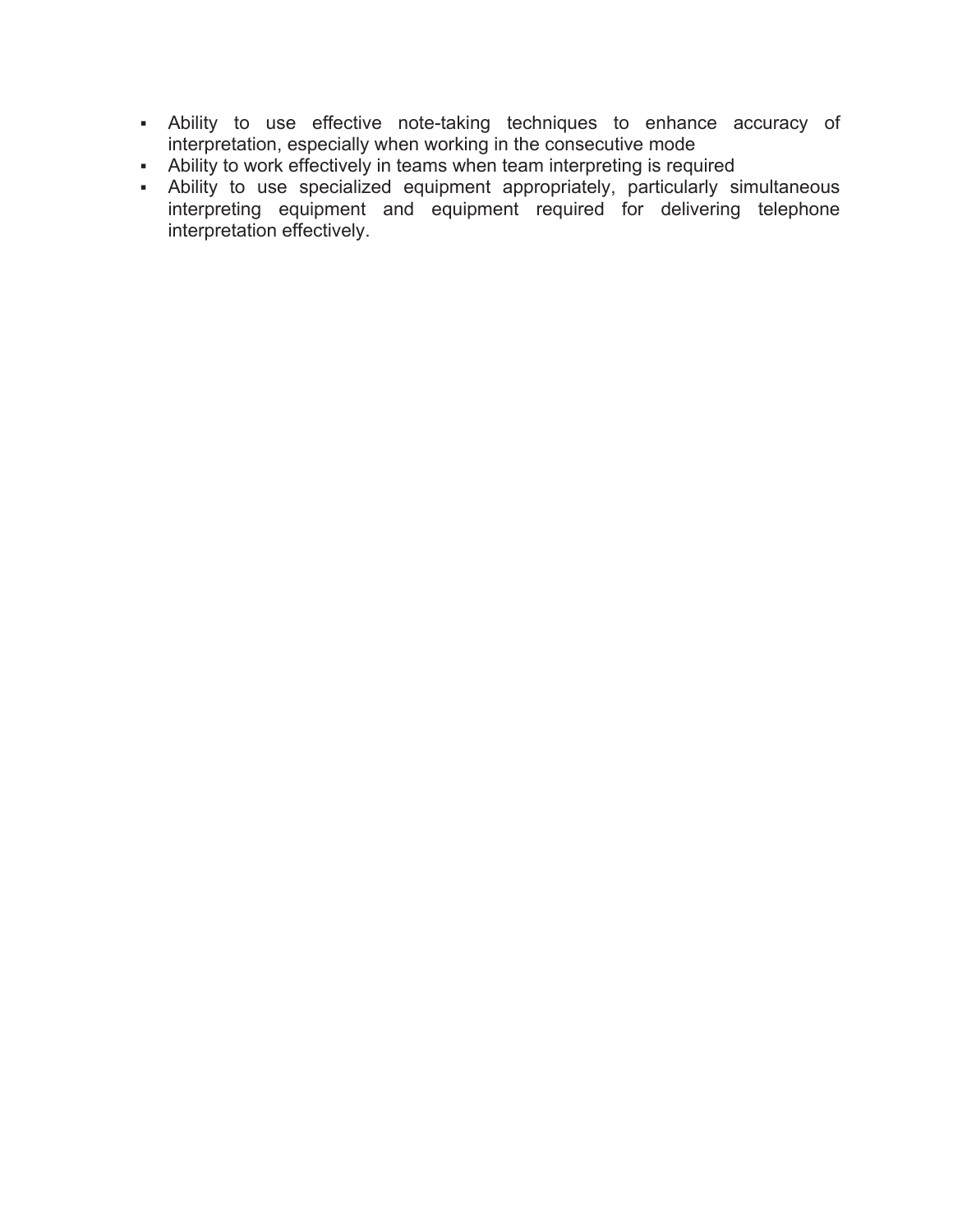- Ability to use effective note-taking techniques to enhance accuracy of interpretation, especially when working in the consecutive mode
- Ability to work effectively in teams when team interpreting is required
- Ability to use specialized equipment appropriately, particularly simultaneous interpreting equipment and equipment required for delivering telephone interpretation effectively.